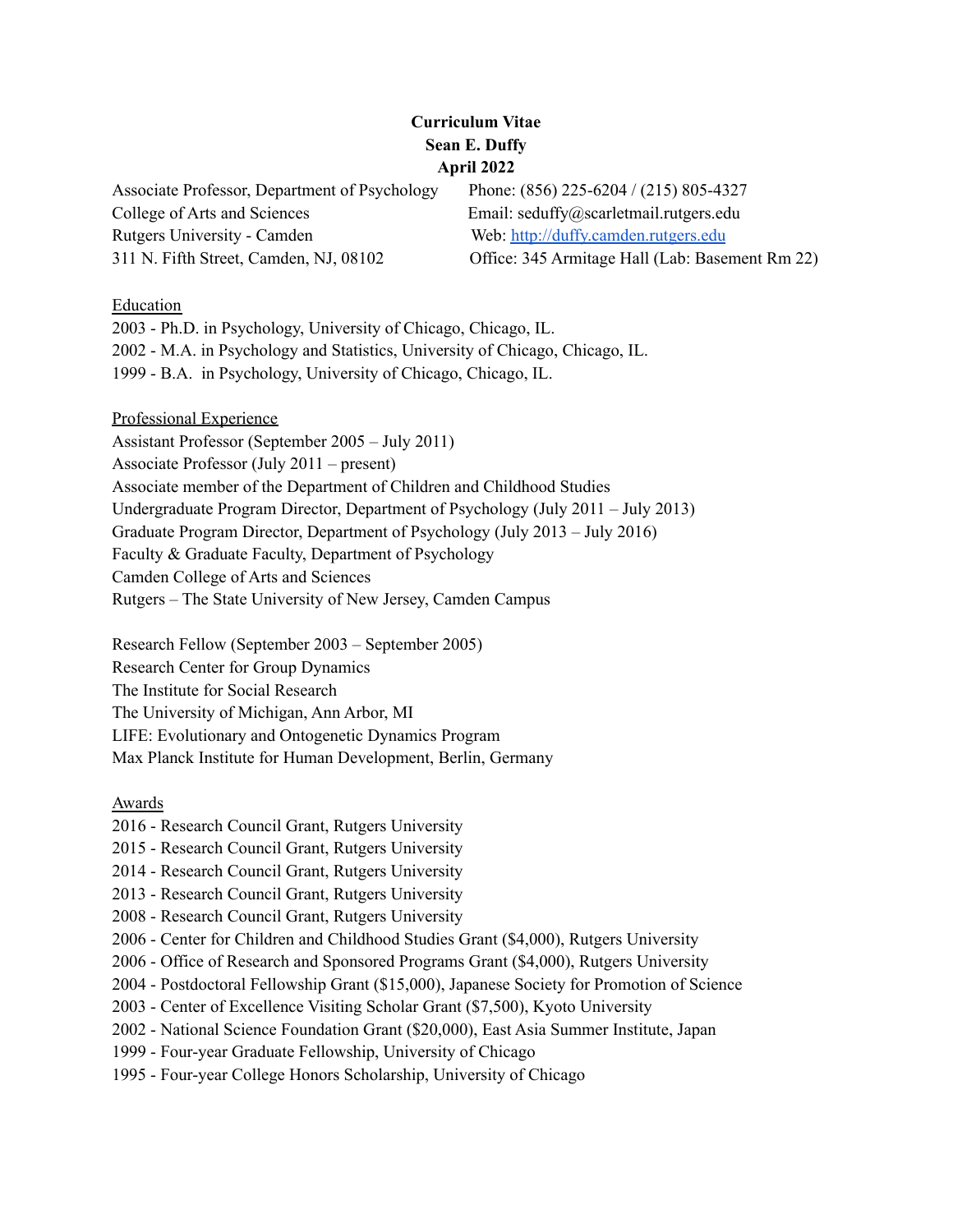**Curriculum Vitae**
**Sean E. Duffy**
**April 2022**

Associate Professor, Department of Psychology
College of Arts and Sciences
Rutgers University - Camden
311 N. Fifth Street, Camden, NJ, 08102

Phone: (856) 225-6204 / (215) 805-4327
Email: seduffy@scarletmail.rutgers.edu
Web: http://duffy.camden.rutgers.edu
Office: 345 Armitage Hall (Lab: Basement Rm 22)

## Education

2003 - Ph.D. in Psychology, University of Chicago, Chicago, IL.
2002 - M.A. in Psychology and Statistics, University of Chicago, Chicago, IL.
1999 - B.A. in Psychology, University of Chicago, Chicago, IL.

## Professional Experience

Assistant Professor (September 2005 – July 2011)
Associate Professor (July 2011 – present)
Associate member of the Department of Children and Childhood Studies
Undergraduate Program Director, Department of Psychology (July 2011 – July 2013)
Graduate Program Director, Department of Psychology (July 2013 – July 2016)
Faculty & Graduate Faculty, Department of Psychology
Camden College of Arts and Sciences
Rutgers – The State University of New Jersey, Camden Campus

Research Fellow (September 2003 – September 2005)
Research Center for Group Dynamics
The Institute for Social Research
The University of Michigan, Ann Arbor, MI
LIFE: Evolutionary and Ontogenetic Dynamics Program
Max Planck Institute for Human Development, Berlin, Germany

## Awards

2016 - Research Council Grant, Rutgers University
2015 - Research Council Grant, Rutgers University
2014 - Research Council Grant, Rutgers University
2013 - Research Council Grant, Rutgers University
2008 - Research Council Grant, Rutgers University
2006 - Center for Children and Childhood Studies Grant ($4,000), Rutgers University
2006 - Office of Research and Sponsored Programs Grant ($4,000), Rutgers University
2004 - Postdoctoral Fellowship Grant ($15,000), Japanese Society for Promotion of Science
2003 - Center of Excellence Visiting Scholar Grant ($7,500), Kyoto University
2002 - National Science Foundation Grant ($20,000), East Asia Summer Institute, Japan
1999 - Four-year Graduate Fellowship, University of Chicago
1995 - Four-year College Honors Scholarship, University of Chicago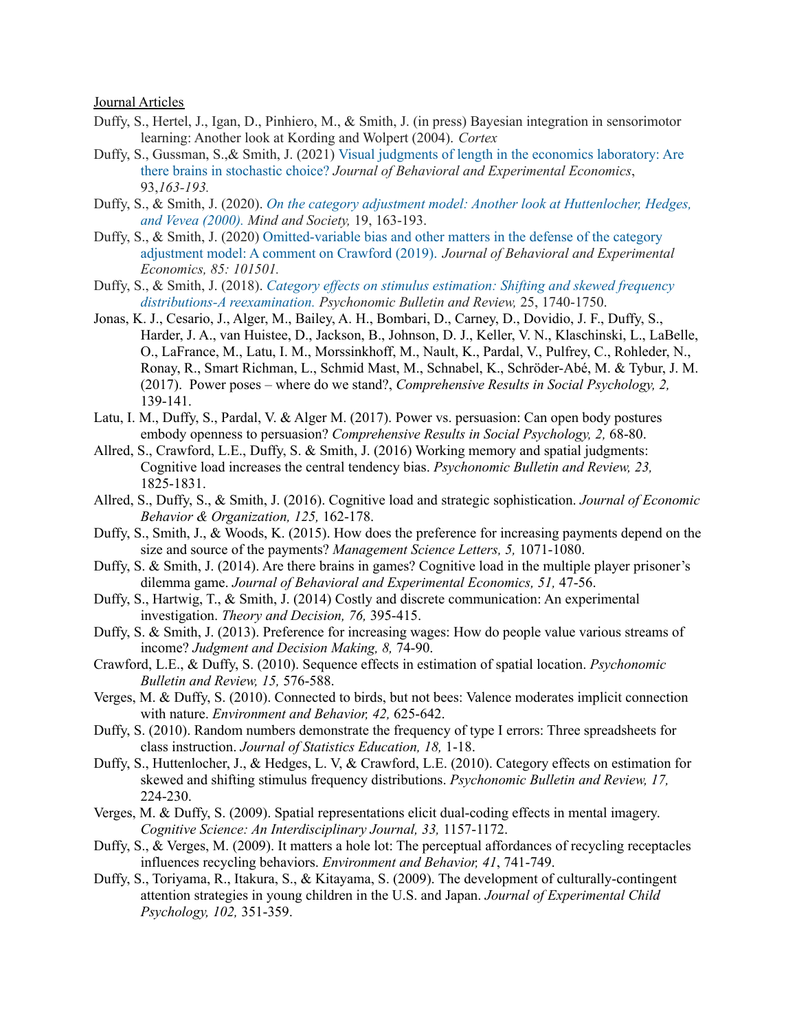<u>Journal Articles</u>

Duffy, S., Hertel, J., Igan, D., Pinhiero, M., & Smith, J. (in press) Bayesian integration in sensorimotor learning: Another look at Kording and Wolpert (2004). *Cortex*

Duffy, S., Gussman, S.,& Smith, J. (2021) Visual judgments of length in the economics laboratory: Are there brains in stochastic choice? *Journal of Behavioral and Experimental Economics*, 93,*163-193.*

Duffy, S., & Smith, J. (2020). *On the category adjustment model: Another look at Huttenlocher, Hedges, and Vevea (2000). Mind and Society,* 19, 163-193.

Duffy, S., & Smith, J. (2020) Omitted-variable bias and other matters in the defense of the category adjustment model: A comment on Crawford (2019). *Journal of Behavioral and Experimental Economics, 85: 101501.*

Duffy, S., & Smith, J. (2018). *Category effects on stimulus estimation: Shifting and skewed frequency distributions-A reexamination. Psychonomic Bulletin and Review,* 25, 1740-1750.

Jonas, K. J., Cesario, J., Alger, M., Bailey, A. H., Bombari, D., Carney, D., Dovidio, J. F., Duffy, S., Harder, J. A., van Huistee, D., Jackson, B., Johnson, D. J., Keller, V. N., Klaschinski, L., LaBelle, O., LaFrance, M., Latu, I. M., Morssinkhoff, M., Nault, K., Pardal, V., Pulfrey, C., Rohleder, N., Ronay, R., Smart Richman, L., Schmid Mast, M., Schnabel, K., Schröder-Abé, M. & Tybur, J. M. (2017). Power poses – where do we stand?, *Comprehensive Results in Social Psychology, 2,* 139-141.

Latu, I. M., Duffy, S., Pardal, V. & Alger M. (2017). Power vs. persuasion: Can open body postures embody openness to persuasion? *Comprehensive Results in Social Psychology, 2,* 68-80.

Allred, S., Crawford, L.E., Duffy, S. & Smith, J. (2016) Working memory and spatial judgments: Cognitive load increases the central tendency bias. *Psychonomic Bulletin and Review, 23,* 1825-1831.

Allred, S., Duffy, S., & Smith, J. (2016). Cognitive load and strategic sophistication. *Journal of Economic Behavior & Organization, 125,* 162-178.

Duffy, S., Smith, J., & Woods, K. (2015). How does the preference for increasing payments depend on the size and source of the payments? *Management Science Letters, 5,* 1071-1080.

Duffy, S. & Smith, J. (2014). Are there brains in games? Cognitive load in the multiple player prisoner's dilemma game. *Journal of Behavioral and Experimental Economics, 51,* 47-56.

Duffy, S., Hartwig, T., & Smith, J. (2014) Costly and discrete communication: An experimental investigation. *Theory and Decision, 76,* 395-415.

Duffy, S. & Smith, J. (2013). Preference for increasing wages: How do people value various streams of income? *Judgment and Decision Making, 8,* 74-90.

Crawford, L.E., & Duffy, S. (2010). Sequence effects in estimation of spatial location. *Psychonomic Bulletin and Review, 15,* 576-588.

Verges, M. & Duffy, S. (2010). Connected to birds, but not bees: Valence moderates implicit connection with nature. *Environment and Behavior, 42,* 625-642.

Duffy, S. (2010). Random numbers demonstrate the frequency of type I errors: Three spreadsheets for class instruction. *Journal of Statistics Education, 18,* 1-18.

Duffy, S., Huttenlocher, J., & Hedges, L. V, & Crawford, L.E. (2010). Category effects on estimation for skewed and shifting stimulus frequency distributions. *Psychonomic Bulletin and Review, 17,* 224-230.

Verges, M. & Duffy, S. (2009). Spatial representations elicit dual-coding effects in mental imagery. *Cognitive Science: An Interdisciplinary Journal, 33,* 1157-1172.

Duffy, S., & Verges, M. (2009). It matters a hole lot: The perceptual affordances of recycling receptacles influences recycling behaviors. *Environment and Behavior, 41*, 741-749.

Duffy, S., Toriyama, R., Itakura, S., & Kitayama, S. (2009). The development of culturally-contingent attention strategies in young children in the U.S. and Japan. *Journal of Experimental Child Psychology, 102,* 351-359.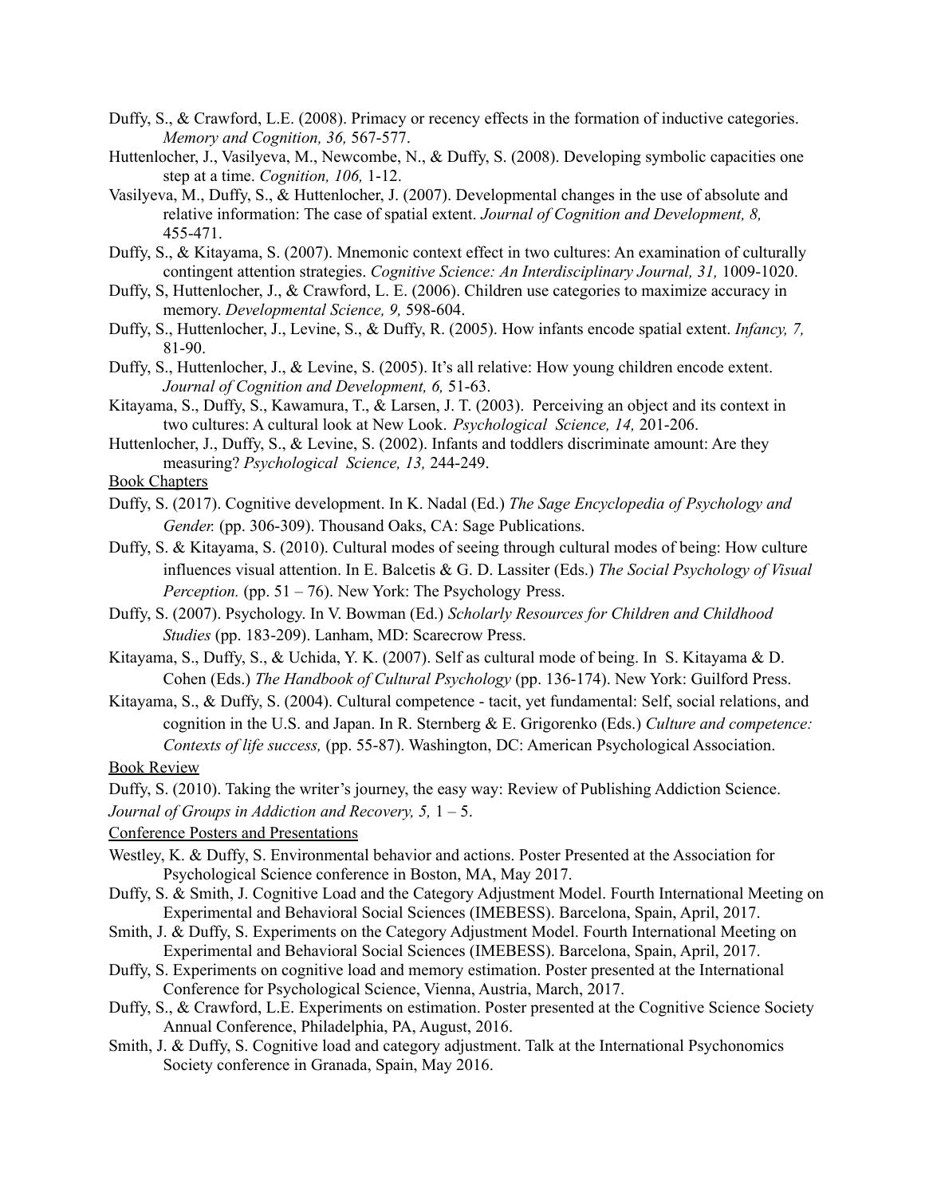Duffy, S., & Crawford, L.E. (2008). Primacy or recency effects in the formation of inductive categories. *Memory and Cognition, 36,* 567-577.

Huttenlocher, J., Vasilyeva, M., Newcombe, N., & Duffy, S. (2008). Developing symbolic capacities one step at a time. *Cognition, 106,* 1-12.

Vasilyeva, M., Duffy, S., & Huttenlocher, J. (2007). Developmental changes in the use of absolute and relative information: The case of spatial extent. *Journal of Cognition and Development, 8,* 455-471.

Duffy, S., & Kitayama, S. (2007). Mnemonic context effect in two cultures: An examination of culturally contingent attention strategies. *Cognitive Science: An Interdisciplinary Journal, 31,* 1009-1020.

Duffy, S, Huttenlocher, J., & Crawford, L. E. (2006). Children use categories to maximize accuracy in memory. *Developmental Science, 9,* 598-604.

Duffy, S., Huttenlocher, J., Levine, S., & Duffy, R. (2005). How infants encode spatial extent. *Infancy, 7,* 81-90.

Duffy, S., Huttenlocher, J., & Levine, S. (2005). It's all relative: How young children encode extent. *Journal of Cognition and Development, 6,* 51-63.

Kitayama, S., Duffy, S., Kawamura, T., & Larsen, J. T. (2003). Perceiving an object and its context in two cultures: A cultural look at New Look. *Psychological Science, 14,* 201-206.

Huttenlocher, J., Duffy, S., & Levine, S. (2002). Infants and toddlers discriminate amount: Are they measuring? *Psychological Science, 13,* 244-249.

<u>Book Chapters</u>

Duffy, S. (2017). Cognitive development. In K. Nadal (Ed.) *The Sage Encyclopedia of Psychology and Gender.* (pp. 306-309). Thousand Oaks, CA: Sage Publications.

Duffy, S. & Kitayama, S. (2010). Cultural modes of seeing through cultural modes of being: How culture influences visual attention. In E. Balcetis & G. D. Lassiter (Eds.) *The Social Psychology of Visual Perception.* (pp. 51 – 76). New York: The Psychology Press.

Duffy, S. (2007). Psychology. In V. Bowman (Ed.) *Scholarly Resources for Children and Childhood Studies* (pp. 183-209). Lanham, MD: Scarecrow Press.

Kitayama, S., Duffy, S., & Uchida, Y. K. (2007). Self as cultural mode of being. In S. Kitayama & D. Cohen (Eds.) *The Handbook of Cultural Psychology* (pp. 136-174). New York: Guilford Press.

Kitayama, S., & Duffy, S. (2004). Cultural competence - tacit, yet fundamental: Self, social relations, and cognition in the U.S. and Japan. In R. Sternberg & E. Grigorenko (Eds.) *Culture and competence: Contexts of life success,* (pp. 55-87). Washington, DC: American Psychological Association.

<u>Book Review</u>

Duffy, S. (2010). Taking the writer's journey, the easy way: Review of Publishing Addiction Science. *Journal of Groups in Addiction and Recovery, 5,* 1 – 5.

<u>Conference Posters and Presentations</u>

Westley, K. & Duffy, S. Environmental behavior and actions. Poster Presented at the Association for Psychological Science conference in Boston, MA, May 2017.

Duffy, S. & Smith, J. Cognitive Load and the Category Adjustment Model. Fourth International Meeting on Experimental and Behavioral Social Sciences (IMEBESS). Barcelona, Spain, April, 2017.

Smith, J. & Duffy, S. Experiments on the Category Adjustment Model. Fourth International Meeting on Experimental and Behavioral Social Sciences (IMEBESS). Barcelona, Spain, April, 2017.

Duffy, S. Experiments on cognitive load and memory estimation. Poster presented at the International Conference for Psychological Science, Vienna, Austria, March, 2017.

Duffy, S., & Crawford, L.E. Experiments on estimation. Poster presented at the Cognitive Science Society Annual Conference, Philadelphia, PA, August, 2016.

Smith, J. & Duffy, S. Cognitive load and category adjustment. Talk at the International Psychonomics Society conference in Granada, Spain, May 2016.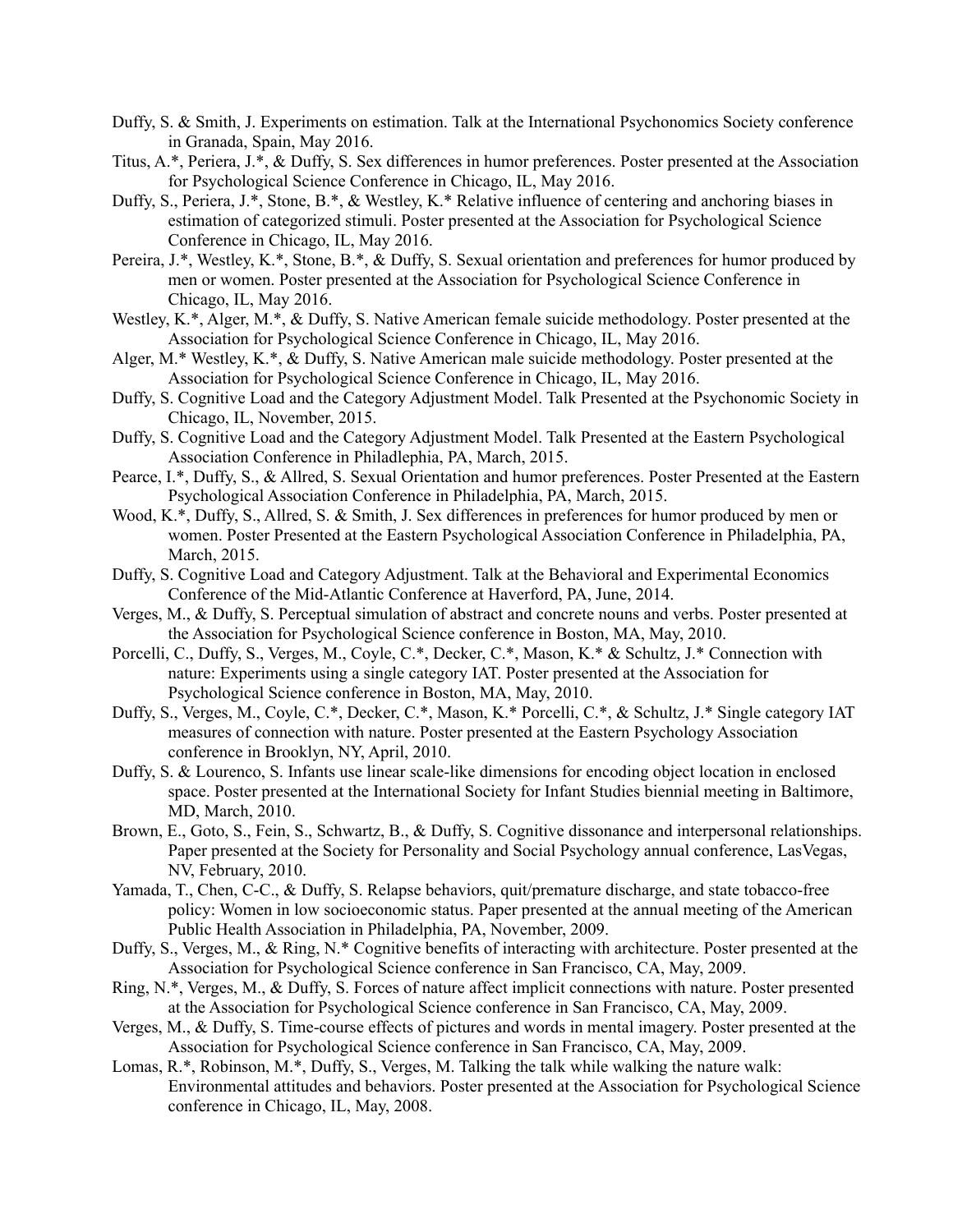Duffy, S. & Smith, J. Experiments on estimation. Talk at the International Psychonomics Society conference in Granada, Spain, May 2016.

Titus, A.*, Periera, J.*, & Duffy, S. Sex differences in humor preferences. Poster presented at the Association for Psychological Science Conference in Chicago, IL, May 2016.

Duffy, S., Periera, J.*, Stone, B.*, & Westley, K.* Relative influence of centering and anchoring biases in estimation of categorized stimuli. Poster presented at the Association for Psychological Science Conference in Chicago, IL, May 2016.

Pereira, J.*, Westley, K.*, Stone, B.*, & Duffy, S. Sexual orientation and preferences for humor produced by men or women. Poster presented at the Association for Psychological Science Conference in Chicago, IL, May 2016.

Westley, K.*, Alger, M.*, & Duffy, S. Native American female suicide methodology. Poster presented at the Association for Psychological Science Conference in Chicago, IL, May 2016.

Alger, M.* Westley, K.*, & Duffy, S. Native American male suicide methodology. Poster presented at the Association for Psychological Science Conference in Chicago, IL, May 2016.

Duffy, S. Cognitive Load and the Category Adjustment Model. Talk Presented at the Psychonomic Society in Chicago, IL, November, 2015.

Duffy, S. Cognitive Load and the Category Adjustment Model. Talk Presented at the Eastern Psychological Association Conference in Philadledphia, PA, March, 2015.

Pearce, I.*, Duffy, S., & Allred, S. Sexual Orientation and humor preferences. Poster Presented at the Eastern Psychological Association Conference in Philadelphia, PA, March, 2015.

Wood, K.*, Duffy, S., Allred, S. & Smith, J. Sex differences in preferences for humor produced by men or women. Poster Presented at the Eastern Psychological Association Conference in Philadelphia, PA, March, 2015.

Duffy, S. Cognitive Load and Category Adjustment. Talk at the Behavioral and Experimental Economics Conference of the Mid-Atlantic Conference at Haverford, PA, June, 2014.

Verges, M., & Duffy, S. Perceptual simulation of abstract and concrete nouns and verbs. Poster presented at the Association for Psychological Science conference in Boston, MA, May, 2010.

Porcelli, C., Duffy, S., Verges, M., Coyle, C.*, Decker, C.*, Mason, K.* & Schultz, J.* Connection with nature: Experiments using a single category IAT. Poster presented at the Association for Psychological Science conference in Boston, MA, May, 2010.

Duffy, S., Verges, M., Coyle, C.*, Decker, C.*, Mason, K.* Porcelli, C.*, & Schultz, J.* Single category IAT measures of connection with nature. Poster presented at the Eastern Psychology Association conference in Brooklyn, NY, April, 2010.

Duffy, S. & Lourenco, S. Infants use linear scale-like dimensions for encoding object location in enclosed space. Poster presented at the International Society for Infant Studies biennial meeting in Baltimore, MD, March, 2010.

Brown, E., Goto, S., Fein, S., Schwartz, B., & Duffy, S. Cognitive dissonance and interpersonal relationships. Paper presented at the Society for Personality and Social Psychology annual conference, LasVegas, NV, February, 2010.

Yamada, T., Chen, C-C., & Duffy, S. Relapse behaviors, quit/premature discharge, and state tobacco-free policy: Women in low socioeconomic status. Paper presented at the annual meeting of the American Public Health Association in Philadelphia, PA, November, 2009.

Duffy, S., Verges, M., & Ring, N.* Cognitive benefits of interacting with architecture. Poster presented at the Association for Psychological Science conference in San Francisco, CA, May, 2009.

Ring, N.*, Verges, M., & Duffy, S. Forces of nature affect implicit connections with nature. Poster presented at the Association for Psychological Science conference in San Francisco, CA, May, 2009.

Verges, M., & Duffy, S. Time-course effects of pictures and words in mental imagery. Poster presented at the Association for Psychological Science conference in San Francisco, CA, May, 2009.

Lomas, R.*, Robinson, M.*, Duffy, S., Verges, M. Talking the talk while walking the nature walk: Environmental attitudes and behaviors. Poster presented at the Association for Psychological Science conference in Chicago, IL, May, 2008.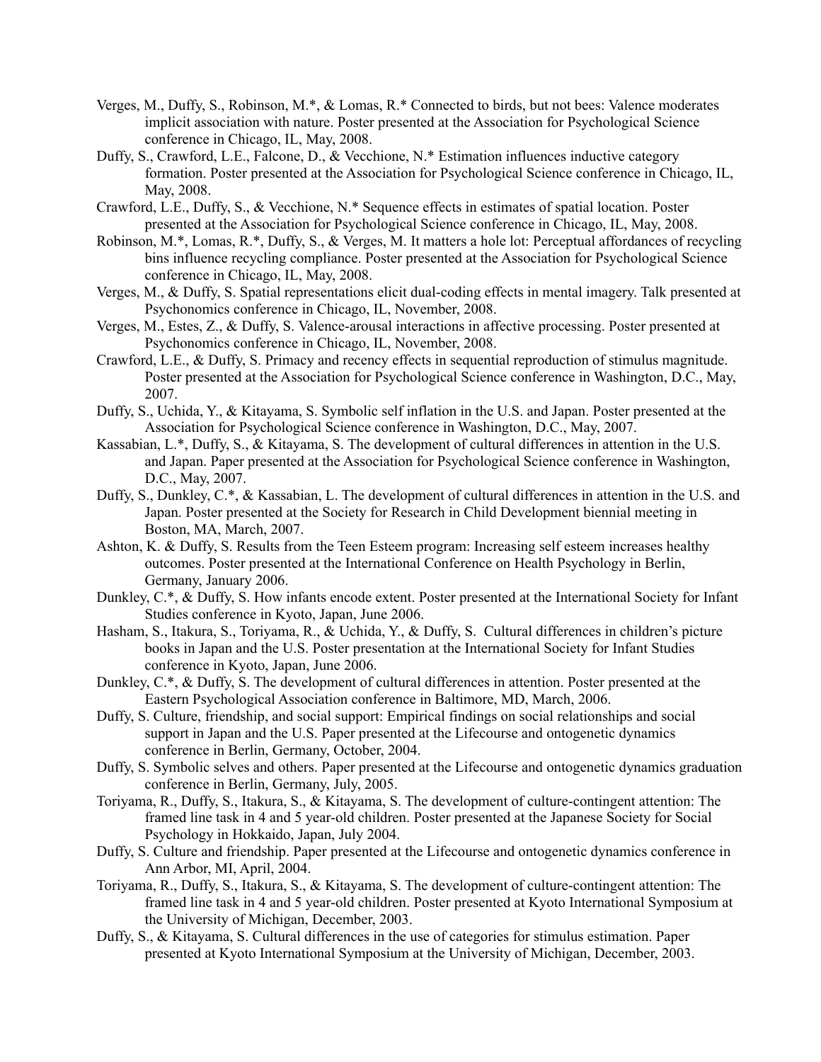Verges, M., Duffy, S., Robinson, M.*, & Lomas, R.* Connected to birds, but not bees: Valence moderates implicit association with nature. Poster presented at the Association for Psychological Science conference in Chicago, IL, May, 2008.

Duffy, S., Crawford, L.E., Falcone, D., & Vecchione, N.* Estimation influences inductive category formation. Poster presented at the Association for Psychological Science conference in Chicago, IL, May, 2008.

Crawford, L.E., Duffy, S., & Vecchione, N.* Sequence effects in estimates of spatial location. Poster presented at the Association for Psychological Science conference in Chicago, IL, May, 2008.

Robinson, M.*, Lomas, R.*, Duffy, S., & Verges, M. It matters a hole lot: Perceptual affordances of recycling bins influence recycling compliance. Poster presented at the Association for Psychological Science conference in Chicago, IL, May, 2008.

Verges, M., & Duffy, S. Spatial representations elicit dual-coding effects in mental imagery. Talk presented at Psychonomics conference in Chicago, IL, November, 2008.

Verges, M., Estes, Z., & Duffy, S. Valence-arousal interactions in affective processing. Poster presented at Psychonomics conference in Chicago, IL, November, 2008.

Crawford, L.E., & Duffy, S. Primacy and recency effects in sequential reproduction of stimulus magnitude. Poster presented at the Association for Psychological Science conference in Washington, D.C., May, 2007.

Duffy, S., Uchida, Y., & Kitayama, S. Symbolic self inflation in the U.S. and Japan. Poster presented at the Association for Psychological Science conference in Washington, D.C., May, 2007.

Kassabian, L.*, Duffy, S., & Kitayama, S. The development of cultural differences in attention in the U.S. and Japan. Paper presented at the Association for Psychological Science conference in Washington, D.C., May, 2007.

Duffy, S., Dunkley, C.*, & Kassabian, L. The development of cultural differences in attention in the U.S. and Japan. Poster presented at the Society for Research in Child Development biennial meeting in Boston, MA, March, 2007.

Ashton, K. & Duffy, S. Results from the Teen Esteem program: Increasing self esteem increases healthy outcomes. Poster presented at the International Conference on Health Psychology in Berlin, Germany, January 2006.

Dunkley, C.*, & Duffy, S. How infants encode extent. Poster presented at the International Society for Infant Studies conference in Kyoto, Japan, June 2006.

Hasham, S., Itakura, S., Toriyama, R., & Uchida, Y., & Duffy, S. Cultural differences in children's picture books in Japan and the U.S. Poster presentation at the International Society for Infant Studies conference in Kyoto, Japan, June 2006.

Dunkley, C.*, & Duffy, S. The development of cultural differences in attention. Poster presented at the Eastern Psychological Association conference in Baltimore, MD, March, 2006.

Duffy, S. Culture, friendship, and social support: Empirical findings on social relationships and social support in Japan and the U.S. Paper presented at the Lifecourse and ontogenetic dynamics conference in Berlin, Germany, October, 2004.

Duffy, S. Symbolic selves and others. Paper presented at the Lifecourse and ontogenetic dynamics graduation conference in Berlin, Germany, July, 2005.

Toriyama, R., Duffy, S., Itakura, S., & Kitayama, S. The development of culture-contingent attention: The framed line task in 4 and 5 year-old children. Poster presented at the Japanese Society for Social Psychology in Hokkaido, Japan, July 2004.

Duffy, S. Culture and friendship. Paper presented at the Lifecourse and ontogenetic dynamics conference in Ann Arbor, MI, April, 2004.

Toriyama, R., Duffy, S., Itakura, S., & Kitayama, S. The development of culture-contingent attention: The framed line task in 4 and 5 year-old children. Poster presented at Kyoto International Symposium at the University of Michigan, December, 2003.

Duffy, S., & Kitayama, S. Cultural differences in the use of categories for stimulus estimation. Paper presented at Kyoto International Symposium at the University of Michigan, December, 2003.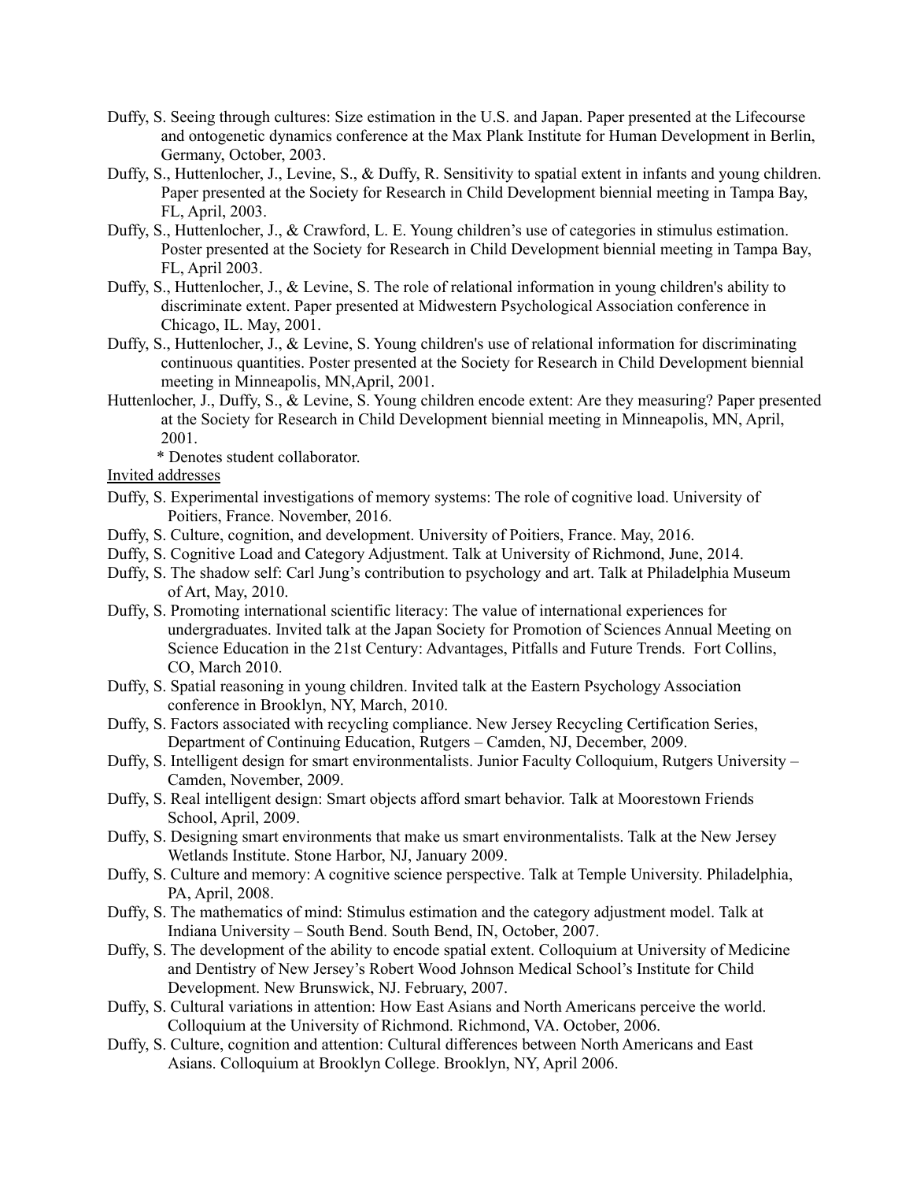Duffy, S. Seeing through cultures: Size estimation in the U.S. and Japan. Paper presented at the Lifecourse and ontogenetic dynamics conference at the Max Plank Institute for Human Development in Berlin, Germany, October, 2003.

Duffy, S., Huttenlocher, J., Levine, S., & Duffy, R. Sensitivity to spatial extent in infants and young children. Paper presented at the Society for Research in Child Development biennial meeting in Tampa Bay, FL, April, 2003.

Duffy, S., Huttenlocher, J., & Crawford, L. E. Young children's use of categories in stimulus estimation. Poster presented at the Society for Research in Child Development biennial meeting in Tampa Bay, FL, April 2003.

Duffy, S., Huttenlocher, J., & Levine, S. The role of relational information in young children's ability to discriminate extent. Paper presented at Midwestern Psychological Association conference in Chicago, IL. May, 2001.

Duffy, S., Huttenlocher, J., & Levine, S. Young children's use of relational information for discriminating continuous quantities. Poster presented at the Society for Research in Child Development biennial meeting in Minneapolis, MN,April, 2001.

Huttenlocher, J., Duffy, S., & Levine, S. Young children encode extent: Are they measuring? Paper presented at the Society for Research in Child Development biennial meeting in Minneapolis, MN, April, 2001.

\* Denotes student collaborator.

<u>Invited addresses</u>

Duffy, S. Experimental investigations of memory systems: The role of cognitive load. University of Poitiers, France. November, 2016.

Duffy, S. Culture, cognition, and development. University of Poitiers, France. May, 2016.

Duffy, S. Cognitive Load and Category Adjustment. Talk at University of Richmond, June, 2014.

Duffy, S. The shadow self: Carl Jung's contribution to psychology and art. Talk at Philadelphia Museum of Art, May, 2010.

Duffy, S. Promoting international scientific literacy: The value of international experiences for undergraduates. Invited talk at the Japan Society for Promotion of Sciences Annual Meeting on Science Education in the 21st Century: Advantages, Pitfalls and Future Trends. Fort Collins, CO, March 2010.

Duffy, S. Spatial reasoning in young children. Invited talk at the Eastern Psychology Association conference in Brooklyn, NY, March, 2010.

Duffy, S. Factors associated with recycling compliance. New Jersey Recycling Certification Series, Department of Continuing Education, Rutgers – Camden, NJ, December, 2009.

Duffy, S. Intelligent design for smart environmentalists. Junior Faculty Colloquium, Rutgers University – Camden, November, 2009.

Duffy, S. Real intelligent design: Smart objects afford smart behavior. Talk at Moorestown Friends School, April, 2009.

Duffy, S. Designing smart environments that make us smart environmentalists. Talk at the New Jersey Wetlands Institute. Stone Harbor, NJ, January 2009.

Duffy, S. Culture and memory: A cognitive science perspective. Talk at Temple University. Philadelphia, PA, April, 2008.

Duffy, S. The mathematics of mind: Stimulus estimation and the category adjustment model. Talk at Indiana University – South Bend. South Bend, IN, October, 2007.

Duffy, S. The development of the ability to encode spatial extent. Colloquium at University of Medicine and Dentistry of New Jersey's Robert Wood Johnson Medical School's Institute for Child Development. New Brunswick, NJ. February, 2007.

Duffy, S. Cultural variations in attention: How East Asians and North Americans perceive the world. Colloquium at the University of Richmond. Richmond, VA. October, 2006.

Duffy, S. Culture, cognition and attention: Cultural differences between North Americans and East Asians. Colloquium at Brooklyn College. Brooklyn, NY, April 2006.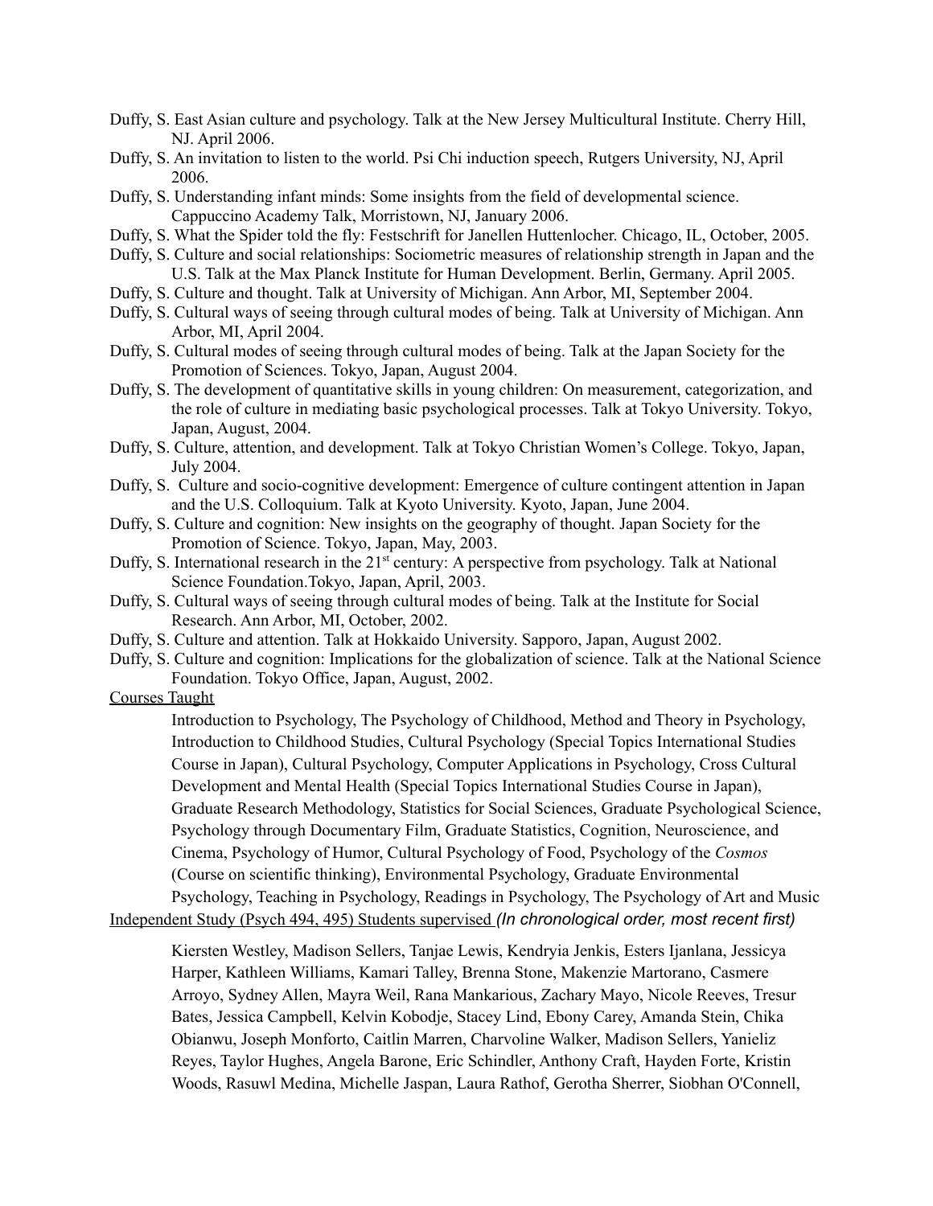Duffy, S. East Asian culture and psychology. Talk at the New Jersey Multicultural Institute. Cherry Hill, NJ. April 2006.

Duffy, S. An invitation to listen to the world. Psi Chi induction speech, Rutgers University, NJ, April 2006.

Duffy, S. Understanding infant minds: Some insights from the field of developmental science. Cappuccino Academy Talk, Morristown, NJ, January 2006.

Duffy, S. What the Spider told the fly: Festschrift for Janellen Huttenlocher. Chicago, IL, October, 2005.

Duffy, S. Culture and social relationships: Sociometric measures of relationship strength in Japan and the U.S. Talk at the Max Planck Institute for Human Development. Berlin, Germany. April 2005.

Duffy, S. Culture and thought. Talk at University of Michigan. Ann Arbor, MI, September 2004.

Duffy, S. Cultural ways of seeing through cultural modes of being. Talk at University of Michigan. Ann Arbor, MI, April 2004.

Duffy, S. Cultural modes of seeing through cultural modes of being. Talk at the Japan Society for the Promotion of Sciences. Tokyo, Japan, August 2004.

Duffy, S. The development of quantitative skills in young children: On measurement, categorization, and the role of culture in mediating basic psychological processes. Talk at Tokyo University. Tokyo, Japan, August, 2004.

Duffy, S. Culture, attention, and development. Talk at Tokyo Christian Women's College. Tokyo, Japan, July 2004.

Duffy, S. Culture and socio-cognitive development: Emergence of culture contingent attention in Japan and the U.S. Colloquium. Talk at Kyoto University. Kyoto, Japan, June 2004.

Duffy, S. Culture and cognition: New insights on the geography of thought. Japan Society for the Promotion of Science. Tokyo, Japan, May, 2003.

Duffy, S. International research in the 21st century: A perspective from psychology. Talk at National Science Foundation.Tokyo, Japan, April, 2003.

Duffy, S. Cultural ways of seeing through cultural modes of being. Talk at the Institute for Social Research. Ann Arbor, MI, October, 2002.

Duffy, S. Culture and attention. Talk at Hokkaido University. Sapporo, Japan, August 2002.

Duffy, S. Culture and cognition: Implications for the globalization of science. Talk at the National Science Foundation. Tokyo Office, Japan, August, 2002.

Courses Taught

Introduction to Psychology, The Psychology of Childhood, Method and Theory in Psychology, Introduction to Childhood Studies, Cultural Psychology (Special Topics International Studies Course in Japan), Cultural Psychology, Computer Applications in Psychology, Cross Cultural Development and Mental Health (Special Topics International Studies Course in Japan), Graduate Research Methodology, Statistics for Social Sciences, Graduate Psychological Science, Psychology through Documentary Film, Graduate Statistics, Cognition, Neuroscience, and Cinema, Psychology of Humor, Cultural Psychology of Food, Psychology of the *Cosmos* (Course on scientific thinking), Environmental Psychology, Graduate Environmental Psychology, Teaching in Psychology, Readings in Psychology, The Psychology of Art and Music

Independent Study (Psych 494, 495) Students supervised *(In chronological order, most recent first)*

Kiersten Westley, Madison Sellers, Tanjae Lewis, Kendryia Jenkis, Esters Ijanlana, Jessicya Harper, Kathleen Williams, Kamari Talley, Brenna Stone, Makenzie Martorano, Casmere Arroyo, Sydney Allen, Mayra Weil, Rana Mankarious, Zachary Mayo, Nicole Reeves, Tresur Bates, Jessica Campbell, Kelvin Kobodje, Stacey Lind, Ebony Carey, Amanda Stein, Chika Obianwu, Joseph Monforto, Caitlin Marren, Charvoline Walker, Madison Sellers, Yanieliz Reyes, Taylor Hughes, Angela Barone, Eric Schindler, Anthony Craft, Hayden Forte, Kristin Woods, Rasuwl Medina, Michelle Jaspan, Laura Rathof, Gerotha Sherrer, Siobhan O'Connell,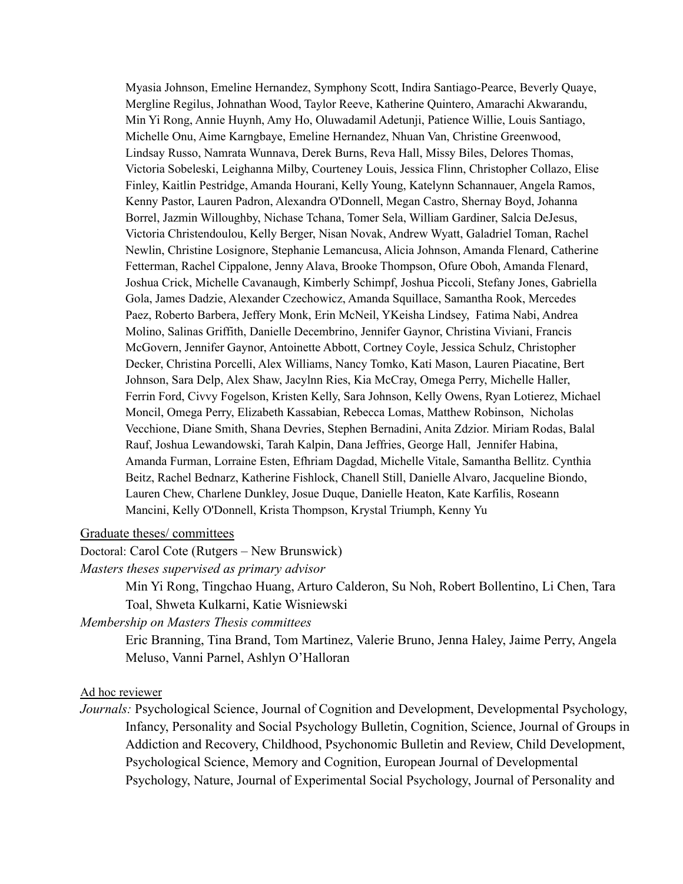Myasia Johnson, Emeline Hernandez, Symphony Scott, Indira Santiago-Pearce, Beverly Quaye, Mergline Regilus, Johnathan Wood, Taylor Reeve, Katherine Quintero, Amarachi Akwarandu, Min Yi Rong, Annie Huynh, Amy Ho, Oluwadamil Adetunji, Patience Willie, Louis Santiago, Michelle Onu, Aime Karngbaye, Emeline Hernandez, Nhuan Van, Christine Greenwood, Lindsay Russo, Namrata Wunnava, Derek Burns, Reva Hall, Missy Biles, Delores Thomas, Victoria Sobeleski, Leighanna Milby, Courteney Louis, Jessica Flinn, Christopher Collazo, Elise Finley, Kaitlin Pestridge, Amanda Hourani, Kelly Young, Katelynn Schannauer, Angela Ramos, Kenny Pastor, Lauren Padron, Alexandra O'Donnell, Megan Castro, Shernay Boyd, Johanna Borrel, Jazmin Willoughby, Nichase Tchana, Tomer Sela, William Gardiner, Salcia DeJesus, Victoria Christendoulou, Kelly Berger, Nisan Novak, Andrew Wyatt, Galadriel Toman, Rachel Newlin, Christine Losignore, Stephanie Lemancusa, Alicia Johnson, Amanda Flenard, Catherine Fetterman, Rachel Cippalone, Jenny Alava, Brooke Thompson, Ofure Oboh, Amanda Flenard, Joshua Crick, Michelle Cavanaugh, Kimberly Schimpf, Joshua Piccoli, Stefany Jones, Gabriella Gola, James Dadzie, Alexander Czechowicz, Amanda Squillace, Samantha Rook, Mercedes Paez, Roberto Barbera, Jeffery Monk, Erin McNeil, YKeisha Lindsey, Fatima Nabi, Andrea Molino, Salinas Griffith, Danielle Decembrino, Jennifer Gaynor, Christina Viviani, Francis McGovern, Jennifer Gaynor, Antoinette Abbott, Cortney Coyle, Jessica Schulz, Christopher Decker, Christina Porcelli, Alex Williams, Nancy Tomko, Kati Mason, Lauren Piacatine, Bert Johnson, Sara Delp, Alex Shaw, Jacylnn Ries, Kia McCray, Omega Perry, Michelle Haller, Ferrin Ford, Civvy Fogelson, Kristen Kelly, Sara Johnson, Kelly Owens, Ryan Lotierez, Michael Moncil, Omega Perry, Elizabeth Kassabian, Rebecca Lomas, Matthew Robinson, Nicholas Vecchione, Diane Smith, Shana Devries, Stephen Bernadini, Anita Zdzior. Miriam Rodas, Balal Rauf, Joshua Lewandowski, Tarah Kalpin, Dana Jeffries, George Hall, Jennifer Habina, Amanda Furman, Lorraine Esten, Efhriam Dagdad, Michelle Vitale, Samantha Bellitz. Cynthia Beitz, Rachel Bednarz, Katherine Fishlock, Chanell Still, Danielle Alvaro, Jacqueline Biondo, Lauren Chew, Charlene Dunkley, Josue Duque, Danielle Heaton, Kate Karfilis, Roseann Mancini, Kelly O'Donnell, Krista Thompson, Krystal Triumph, Kenny Yu

<u>Graduate theses/ committees</u>

Doctoral: Carol Cote (Rutgers – New Brunswick)

*Masters theses supervised as primary advisor*

Min Yi Rong, Tingchao Huang, Arturo Calderon, Su Noh, Robert Bollentino, Li Chen, Tara Toal, Shweta Kulkarni, Katie Wisniewski

*Membership on Masters Thesis committees*

Eric Branning, Tina Brand, Tom Martinez, Valerie Bruno, Jenna Haley, Jaime Perry, Angela Meluso, Vanni Parnel, Ashlyn O'Halloran

<u>Ad hoc reviewer</u>

*Journals:* Psychological Science, Journal of Cognition and Development, Developmental Psychology, Infancy, Personality and Social Psychology Bulletin, Cognition, Science, Journal of Groups in Addiction and Recovery, Childhood, Psychonomic Bulletin and Review, Child Development, Psychological Science, Memory and Cognition, European Journal of Developmental Psychology, Nature, Journal of Experimental Social Psychology, Journal of Personality and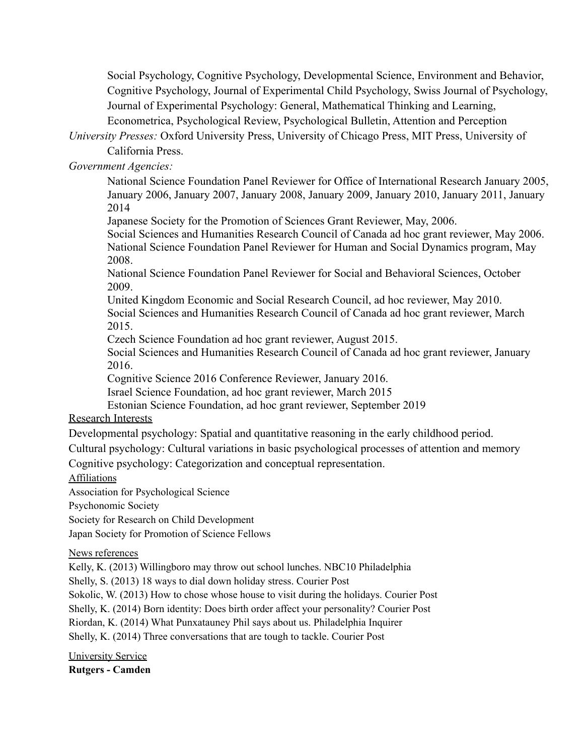Social Psychology, Cognitive Psychology, Developmental Science, Environment and Behavior, Cognitive Psychology, Journal of Experimental Child Psychology, Swiss Journal of Psychology, Journal of Experimental Psychology: General, Mathematical Thinking and Learning, Econometrica, Psychological Review, Psychological Bulletin, Attention and Perception

*University Presses:* Oxford University Press, University of Chicago Press, MIT Press, University of California Press.

*Government Agencies:*

National Science Foundation Panel Reviewer for Office of International Research January 2005, January 2006, January 2007, January 2008, January 2009, January 2010, January 2011, January 2014

Japanese Society for the Promotion of Sciences Grant Reviewer, May, 2006.

Social Sciences and Humanities Research Council of Canada ad hoc grant reviewer, May 2006.

National Science Foundation Panel Reviewer for Human and Social Dynamics program, May 2008.

National Science Foundation Panel Reviewer for Social and Behavioral Sciences, October 2009.

United Kingdom Economic and Social Research Council, ad hoc reviewer, May 2010.

Social Sciences and Humanities Research Council of Canada ad hoc grant reviewer, March 2015.

Czech Science Foundation ad hoc grant reviewer, August 2015.

Social Sciences and Humanities Research Council of Canada ad hoc grant reviewer, January 2016.

Cognitive Science 2016 Conference Reviewer, January 2016.

Israel Science Foundation, ad hoc grant reviewer, March 2015

Estonian Science Foundation, ad hoc grant reviewer, September 2019

## Research Interests

Developmental psychology: Spatial and quantitative reasoning in the early childhood period.

Cultural psychology: Cultural variations in basic psychological processes of attention and memory

Cognitive psychology: Categorization and conceptual representation.

## Affiliations

Association for Psychological Science

Psychonomic Society

Society for Research on Child Development

Japan Society for Promotion of Science Fellows

## News references

Kelly, K. (2013) Willingboro may throw out school lunches. NBC10 Philadelphia

Shelly, S. (2013) 18 ways to dial down holiday stress. Courier Post

Sokolic, W. (2013) How to chose whose house to visit during the holidays. Courier Post

Shelly, K. (2014) Born identity: Does birth order affect your personality? Courier Post

Riordan, K. (2014) What Punxatauney Phil says about us. Philadelphia Inquirer

Shelly, K. (2014) Three conversations that are tough to tackle. Courier Post

## University Service

**Rutgers - Camden**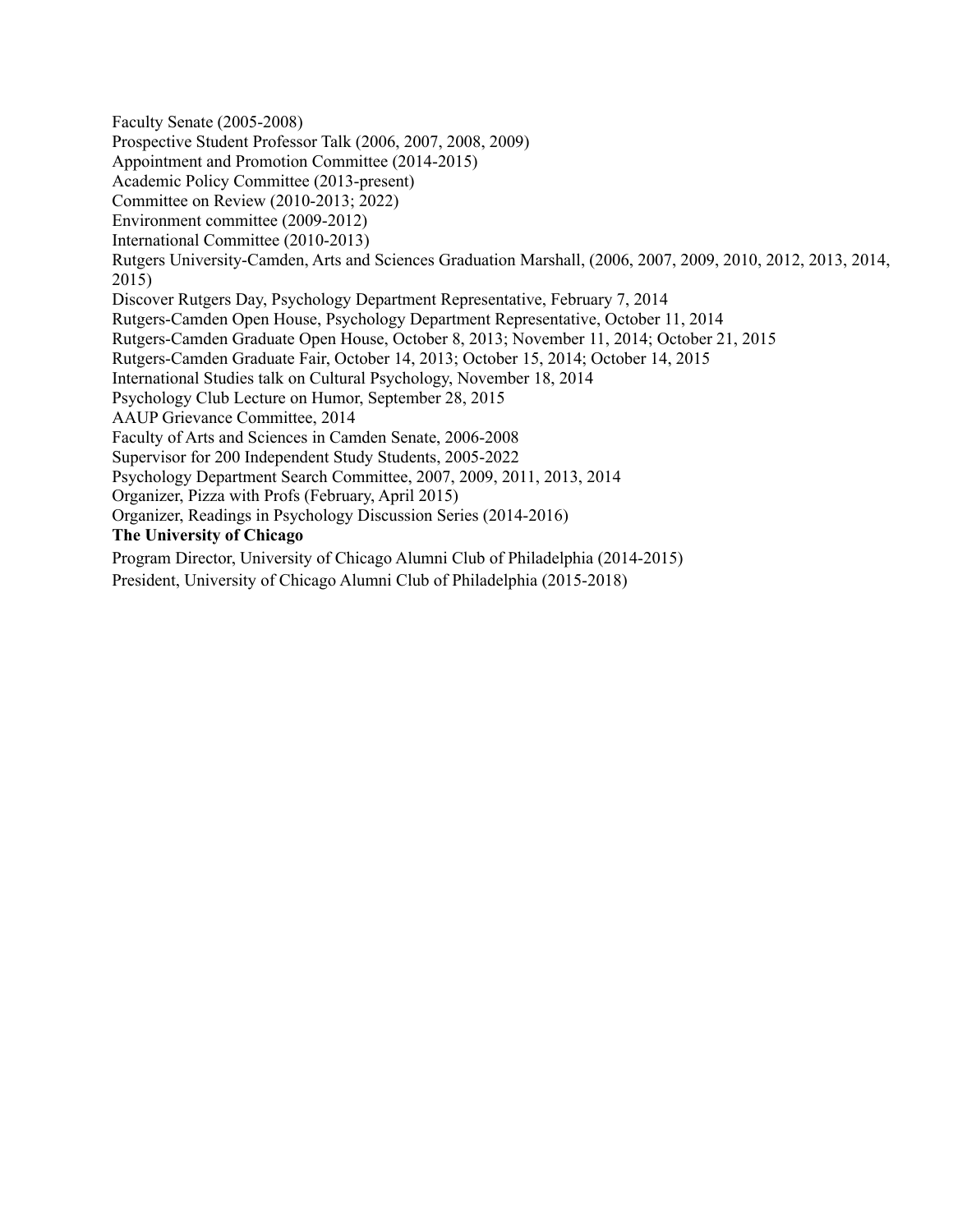Faculty Senate (2005-2008)
Prospective Student Professor Talk (2006, 2007, 2008, 2009)
Appointment and Promotion Committee (2014-2015)
Academic Policy Committee (2013-present)
Committee on Review (2010-2013; 2022)
Environment committee (2009-2012)
International Committee (2010-2013)
Rutgers University-Camden, Arts and Sciences Graduation Marshall, (2006, 2007, 2009, 2010, 2012, 2013, 2014, 2015)
Discover Rutgers Day, Psychology Department Representative, February 7, 2014
Rutgers-Camden Open House, Psychology Department Representative, October 11, 2014
Rutgers-Camden Graduate Open House, October 8, 2013; November 11, 2014; October 21, 2015
Rutgers-Camden Graduate Fair, October 14, 2013; October 15, 2014; October 14, 2015
International Studies talk on Cultural Psychology, November 18, 2014
Psychology Club Lecture on Humor, September 28, 2015
AAUP Grievance Committee, 2014
Faculty of Arts and Sciences in Camden Senate, 2006-2008
Supervisor for 200 Independent Study Students, 2005-2022
Psychology Department Search Committee, 2007, 2009, 2011, 2013, 2014
Organizer, Pizza with Profs (February, April 2015)
Organizer, Readings in Psychology Discussion Series (2014-2016)

**The University of Chicago**

Program Director, University of Chicago Alumni Club of Philadelphia (2014-2015)
President, University of Chicago Alumni Club of Philadelphia (2015-2018)